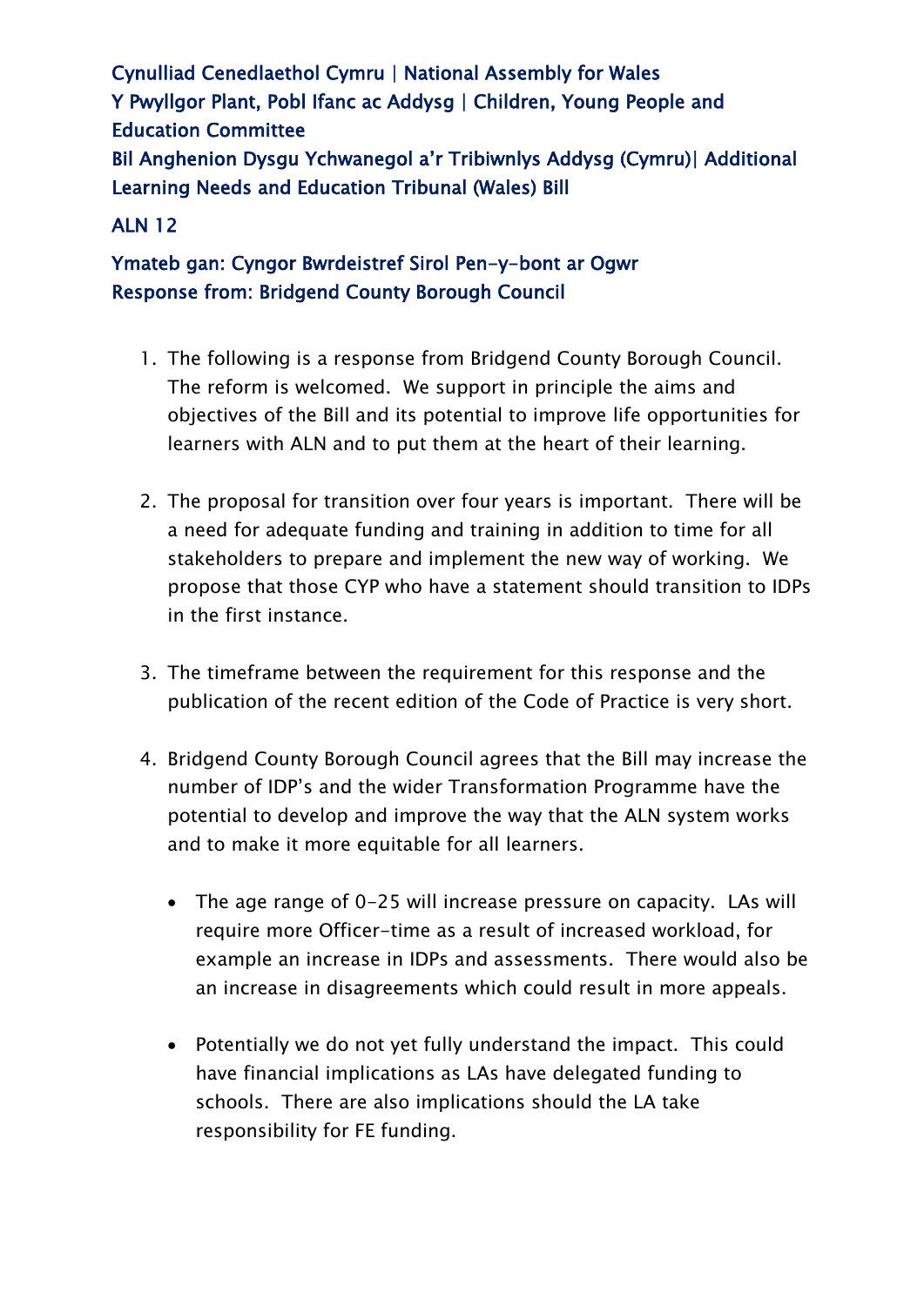Cynulliad Cenedlaethol Cymru | National Assembly for Wales
Y Pwyllgor Plant, Pobl Ifanc ac Addysg | Children, Young People and Education Committee
Bil Anghenion Dysgu Ychwanegol a'r Tribiwnlys Addysg (Cymru)| Additional Learning Needs and Education Tribunal (Wales) Bill

ALN 12

Ymateb gan: Cyngor Bwrdeistref Sirol Pen-y-bont ar Ogwr
Response from: Bridgend County Borough Council

1. The following is a response from Bridgend County Borough Council. The reform is welcomed. We support in principle the aims and objectives of the Bill and its potential to improve life opportunities for learners with ALN and to put them at the heart of their learning.

2. The proposal for transition over four years is important. There will be a need for adequate funding and training in addition to time for all stakeholders to prepare and implement the new way of working. We propose that those CYP who have a statement should transition to IDPs in the first instance.

3. The timeframe between the requirement for this response and the publication of the recent edition of the Code of Practice is very short.

4. Bridgend County Borough Council agrees that the Bill may increase the number of IDP's and the wider Transformation Programme have the potential to develop and improve the way that the ALN system works and to make it more equitable for all learners.

   - The age range of 0-25 will increase pressure on capacity. LAs will require more Officer-time as a result of increased workload, for example an increase in IDPs and assessments. There would also be an increase in disagreements which could result in more appeals.

   - Potentially we do not yet fully understand the impact. This could have financial implications as LAs have delegated funding to schools. There are also implications should the LA take responsibility for FE funding.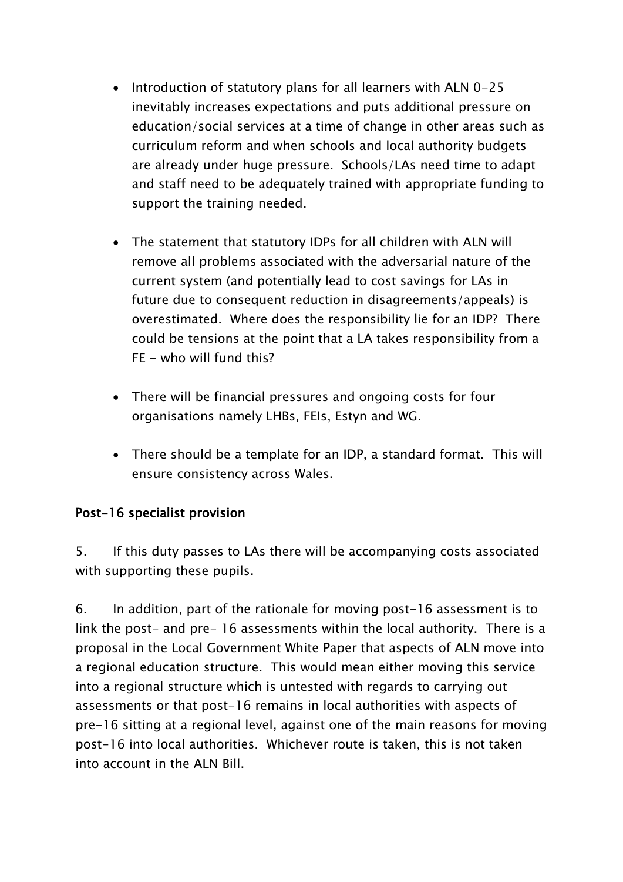- Introduction of statutory plans for all learners with ALN 0-25 inevitably increases expectations and puts additional pressure on education/social services at a time of change in other areas such as curriculum reform and when schools and local authority budgets are already under huge pressure. Schools/LAs need time to adapt and staff need to be adequately trained with appropriate funding to support the training needed.

- The statement that statutory IDPs for all children with ALN will remove all problems associated with the adversarial nature of the current system (and potentially lead to cost savings for LAs in future due to consequent reduction in disagreements/appeals) is overestimated. Where does the responsibility lie for an IDP? There could be tensions at the point that a LA takes responsibility from a FE - who will fund this?

- There will be financial pressures and ongoing costs for four organisations namely LHBs, FEIs, Estyn and WG.

- There should be a template for an IDP, a standard format. This will ensure consistency across Wales.

## Post-16 specialist provision

5. If this duty passes to LAs there will be accompanying costs associated with supporting these pupils.

6. In addition, part of the rationale for moving post-16 assessment is to link the post- and pre- 16 assessments within the local authority. There is a proposal in the Local Government White Paper that aspects of ALN move into a regional education structure. This would mean either moving this service into a regional structure which is untested with regards to carrying out assessments or that post-16 remains in local authorities with aspects of pre-16 sitting at a regional level, against one of the main reasons for moving post-16 into local authorities. Whichever route is taken, this is not taken into account in the ALN Bill.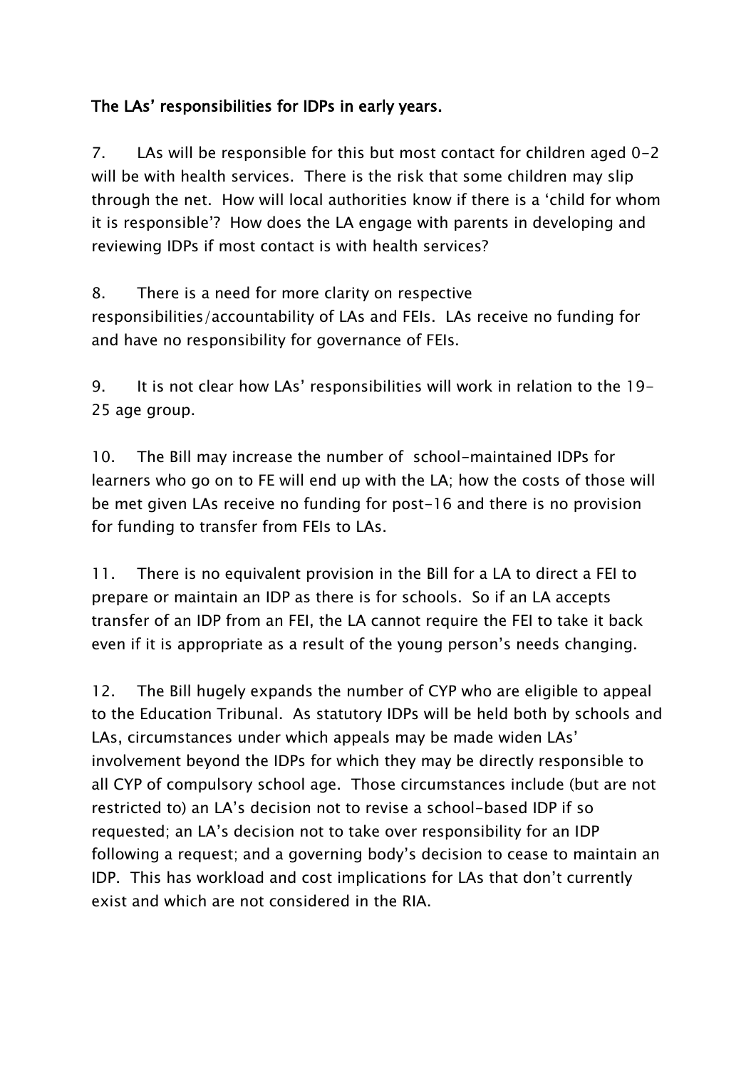**The LAs' responsibilities for IDPs in early years.**

7. LAs will be responsible for this but most contact for children aged 0-2 will be with health services. There is the risk that some children may slip through the net. How will local authorities know if there is a 'child for whom it is responsible'? How does the LA engage with parents in developing and reviewing IDPs if most contact is with health services?

8. There is a need for more clarity on respective responsibilities/accountability of LAs and FEIs. LAs receive no funding for and have no responsibility for governance of FEIs.

9. It is not clear how LAs' responsibilities will work in relation to the 19-25 age group.

10. The Bill may increase the number of school-maintained IDPs for learners who go on to FE will end up with the LA; how the costs of those will be met given LAs receive no funding for post-16 and there is no provision for funding to transfer from FEIs to LAs.

11. There is no equivalent provision in the Bill for a LA to direct a FEI to prepare or maintain an IDP as there is for schools. So if an LA accepts transfer of an IDP from an FEI, the LA cannot require the FEI to take it back even if it is appropriate as a result of the young person's needs changing.

12. The Bill hugely expands the number of CYP who are eligible to appeal to the Education Tribunal. As statutory IDPs will be held both by schools and LAs, circumstances under which appeals may be made widen LAs' involvement beyond the IDPs for which they may be directly responsible to all CYP of compulsory school age. Those circumstances include (but are not restricted to) an LA's decision not to revise a school-based IDP if so requested; an LA's decision not to take over responsibility for an IDP following a request; and a governing body's decision to cease to maintain an IDP. This has workload and cost implications for LAs that don't currently exist and which are not considered in the RIA.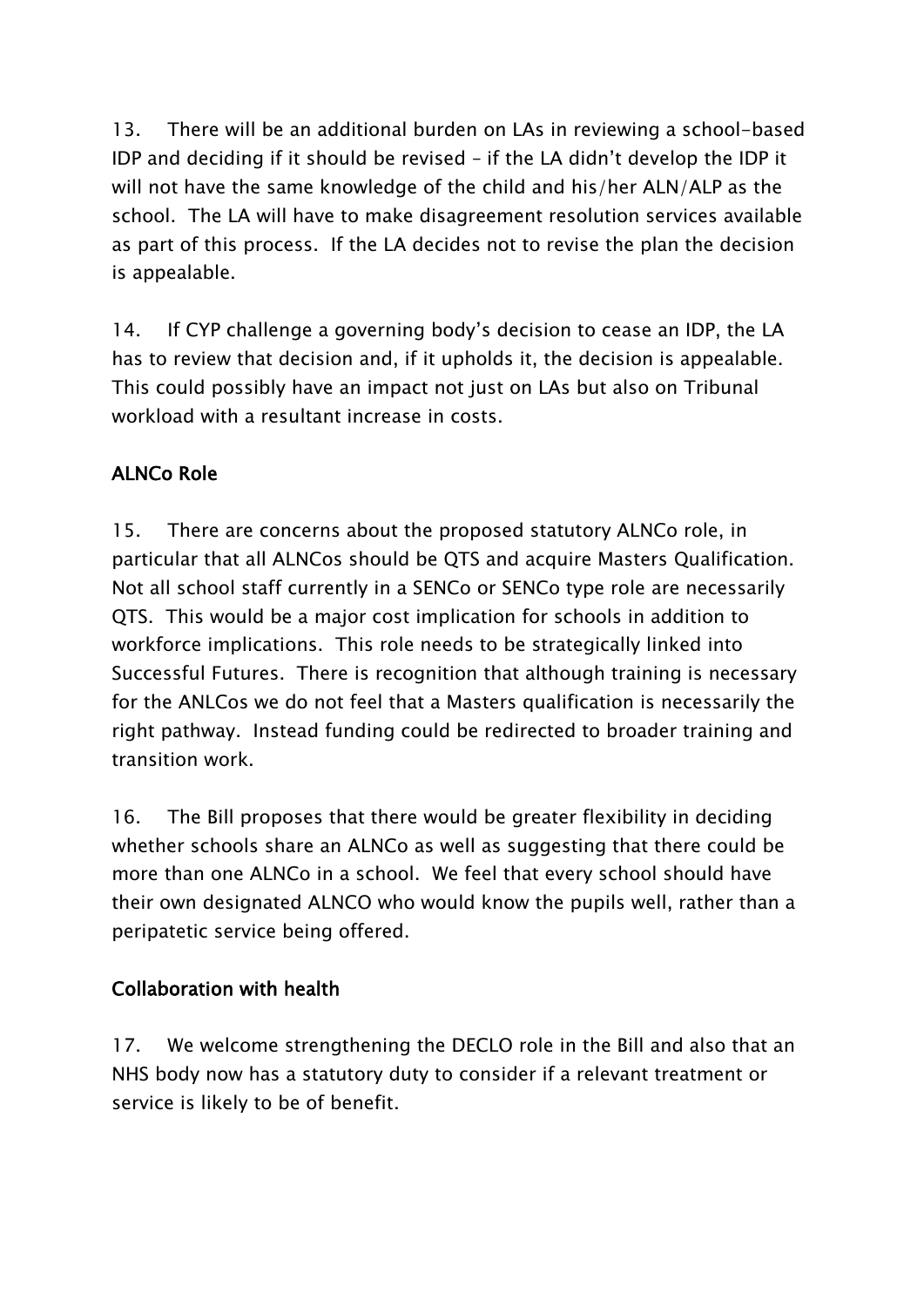13. There will be an additional burden on LAs in reviewing a school-based IDP and deciding if it should be revised – if the LA didn't develop the IDP it will not have the same knowledge of the child and his/her ALN/ALP as the school. The LA will have to make disagreement resolution services available as part of this process. If the LA decides not to revise the plan the decision is appealable.

14. If CYP challenge a governing body's decision to cease an IDP, the LA has to review that decision and, if it upholds it, the decision is appealable. This could possibly have an impact not just on LAs but also on Tribunal workload with a resultant increase in costs.

**ALNCo Role**

15. There are concerns about the proposed statutory ALNCo role, in particular that all ALNCos should be QTS and acquire Masters Qualification. Not all school staff currently in a SENCo or SENCo type role are necessarily QTS. This would be a major cost implication for schools in addition to workforce implications. This role needs to be strategically linked into Successful Futures. There is recognition that although training is necessary for the ANLCos we do not feel that a Masters qualification is necessarily the right pathway. Instead funding could be redirected to broader training and transition work.

16. The Bill proposes that there would be greater flexibility in deciding whether schools share an ALNCo as well as suggesting that there could be more than one ALNCo in a school. We feel that every school should have their own designated ALNCO who would know the pupils well, rather than a peripatetic service being offered.

**Collaboration with health**

17. We welcome strengthening the DECLO role in the Bill and also that an NHS body now has a statutory duty to consider if a relevant treatment or service is likely to be of benefit.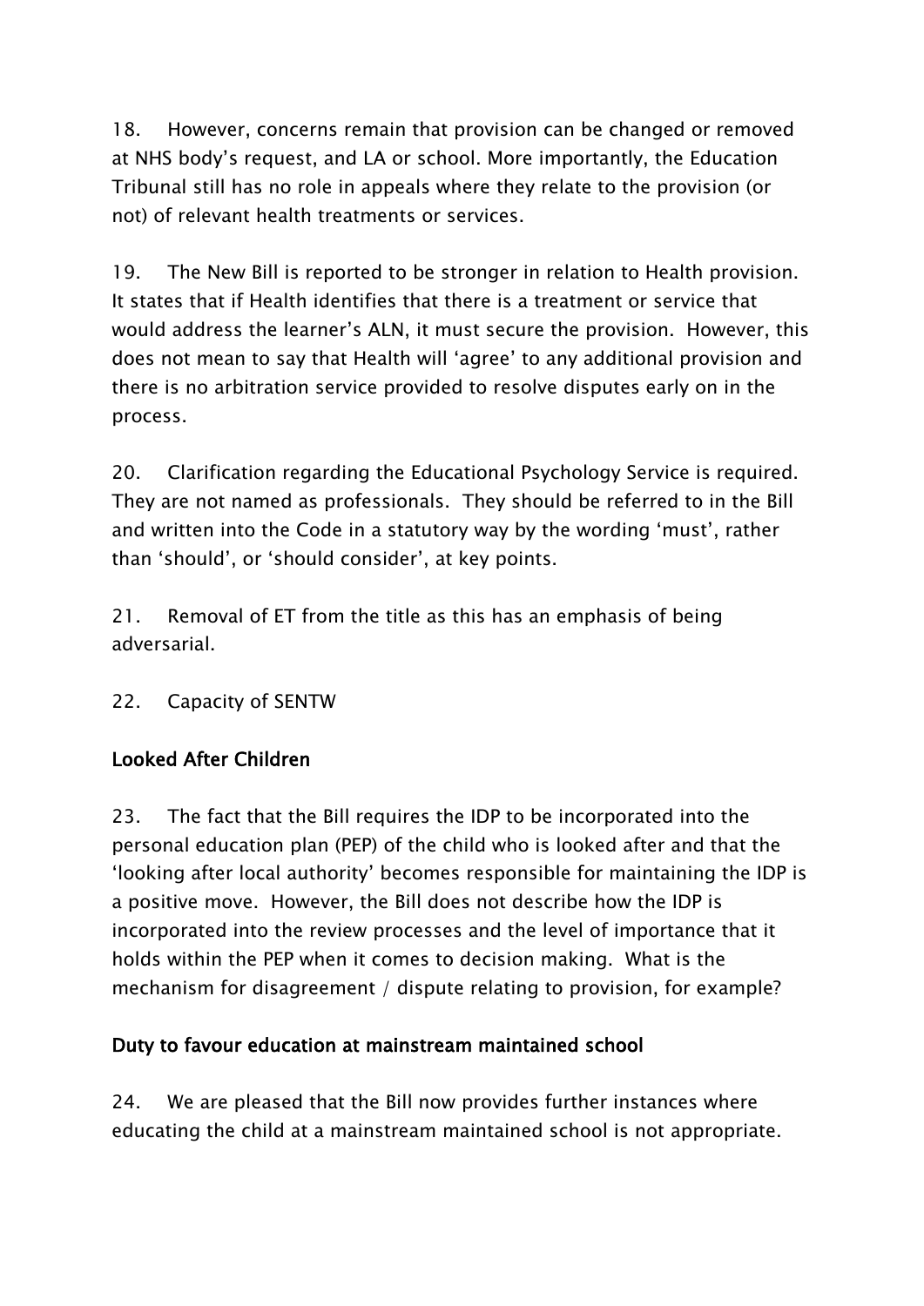18. However, concerns remain that provision can be changed or removed at NHS body's request, and LA or school. More importantly, the Education Tribunal still has no role in appeals where they relate to the provision (or not) of relevant health treatments or services.

19. The New Bill is reported to be stronger in relation to Health provision. It states that if Health identifies that there is a treatment or service that would address the learner's ALN, it must secure the provision. However, this does not mean to say that Health will 'agree' to any additional provision and there is no arbitration service provided to resolve disputes early on in the process.

20. Clarification regarding the Educational Psychology Service is required. They are not named as professionals. They should be referred to in the Bill and written into the Code in a statutory way by the wording 'must', rather than 'should', or 'should consider', at key points.

21. Removal of ET from the title as this has an emphasis of being adversarial.

22. Capacity of SENTW

## Looked After Children

23. The fact that the Bill requires the IDP to be incorporated into the personal education plan (PEP) of the child who is looked after and that the 'looking after local authority' becomes responsible for maintaining the IDP is a positive move. However, the Bill does not describe how the IDP is incorporated into the review processes and the level of importance that it holds within the PEP when it comes to decision making. What is the mechanism for disagreement / dispute relating to provision, for example?

## Duty to favour education at mainstream maintained school

24. We are pleased that the Bill now provides further instances where educating the child at a mainstream maintained school is not appropriate.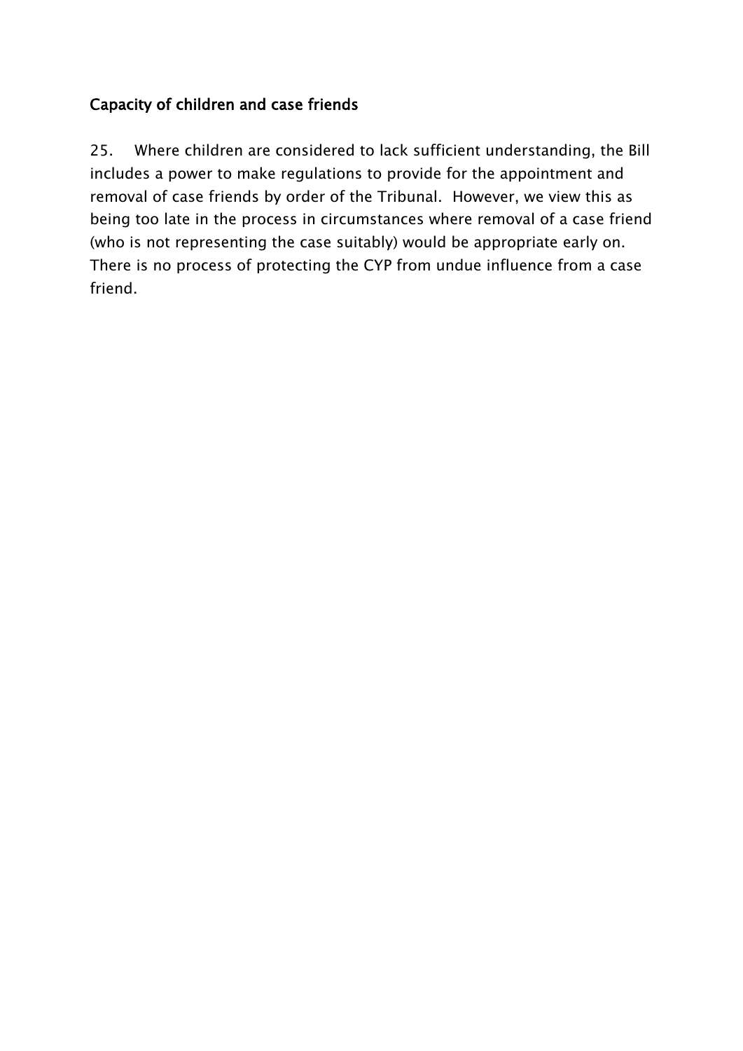## Capacity of children and case friends

25. Where children are considered to lack sufficient understanding, the Bill includes a power to make regulations to provide for the appointment and removal of case friends by order of the Tribunal. However, we view this as being too late in the process in circumstances where removal of a case friend (who is not representing the case suitably) would be appropriate early on. There is no process of protecting the CYP from undue influence from a case friend.